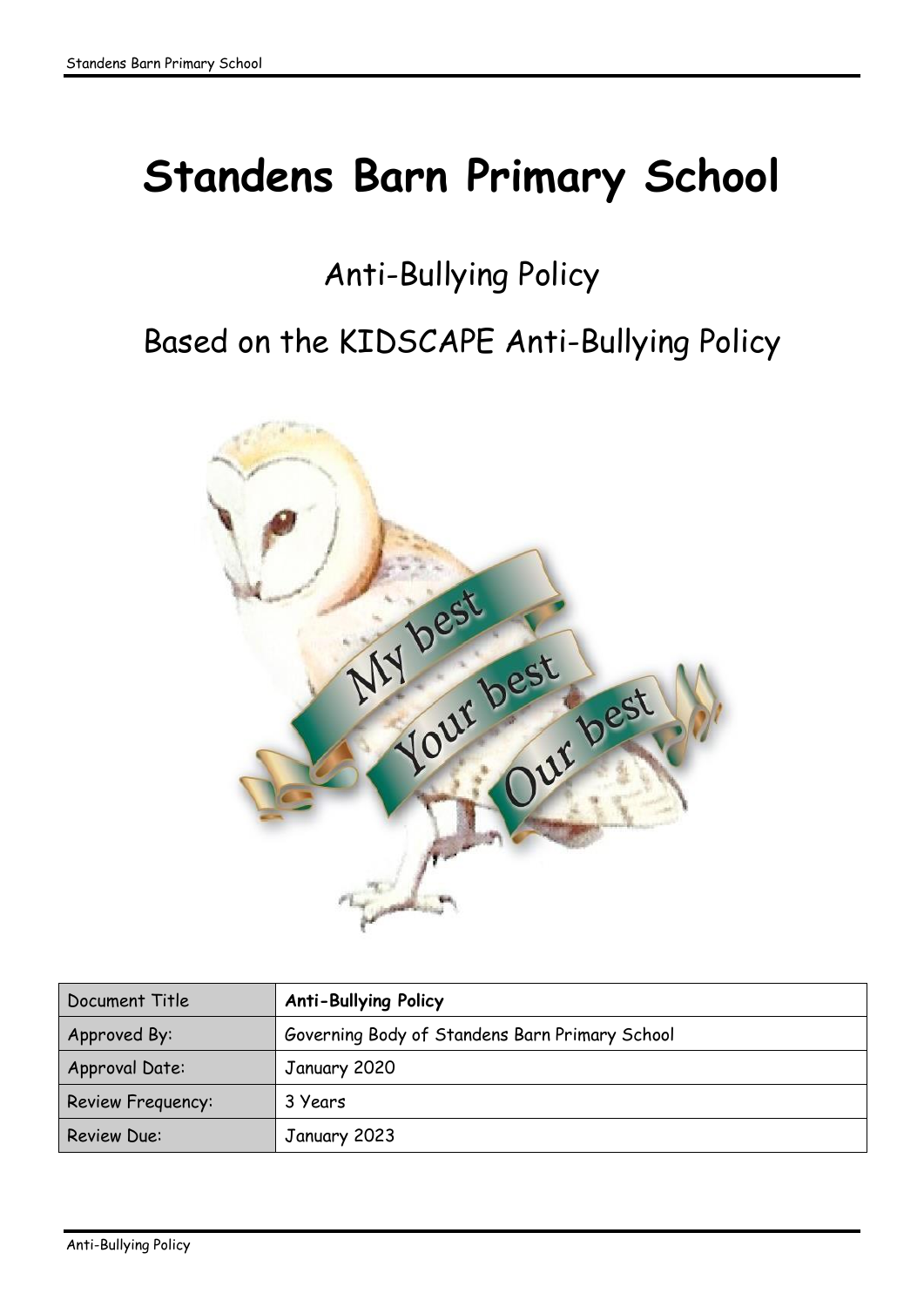# Standens Barn Primary School

## Anti-Bullying Policy

## Based on the KIDSCAPE Anti-Bullying Policy

| Document Title | **Anti-Bullying Policy** |
|---|---|
| Approved By: | Governing Body of Standens Barn Primary School |
| Approval Date: | January 2020 |
| Review Frequency: | 3 Years |
| Review Due: | January 2023 |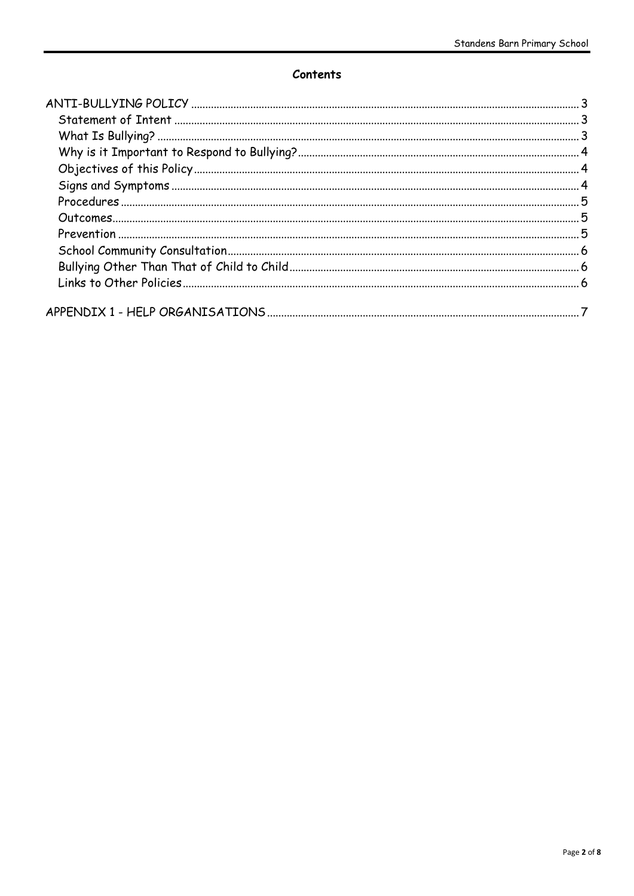**Contents**

ANTI-BULLYING POLICY ........ 3
- Statement of Intent ........ 3
- What Is Bullying? ........ 3
- Why is it Important to Respond to Bullying? ........ 4
- Objectives of this Policy ........ 4
- Signs and Symptoms ........ 4
- Procedures ........ 5
- Outcomes ........ 5
- Prevention ........ 5
- School Community Consultation ........ 6
- Bullying Other Than That of Child to Child ........ 6
- Links to Other Policies ........ 6

APPENDIX 1 - HELP ORGANISATIONS ........ 7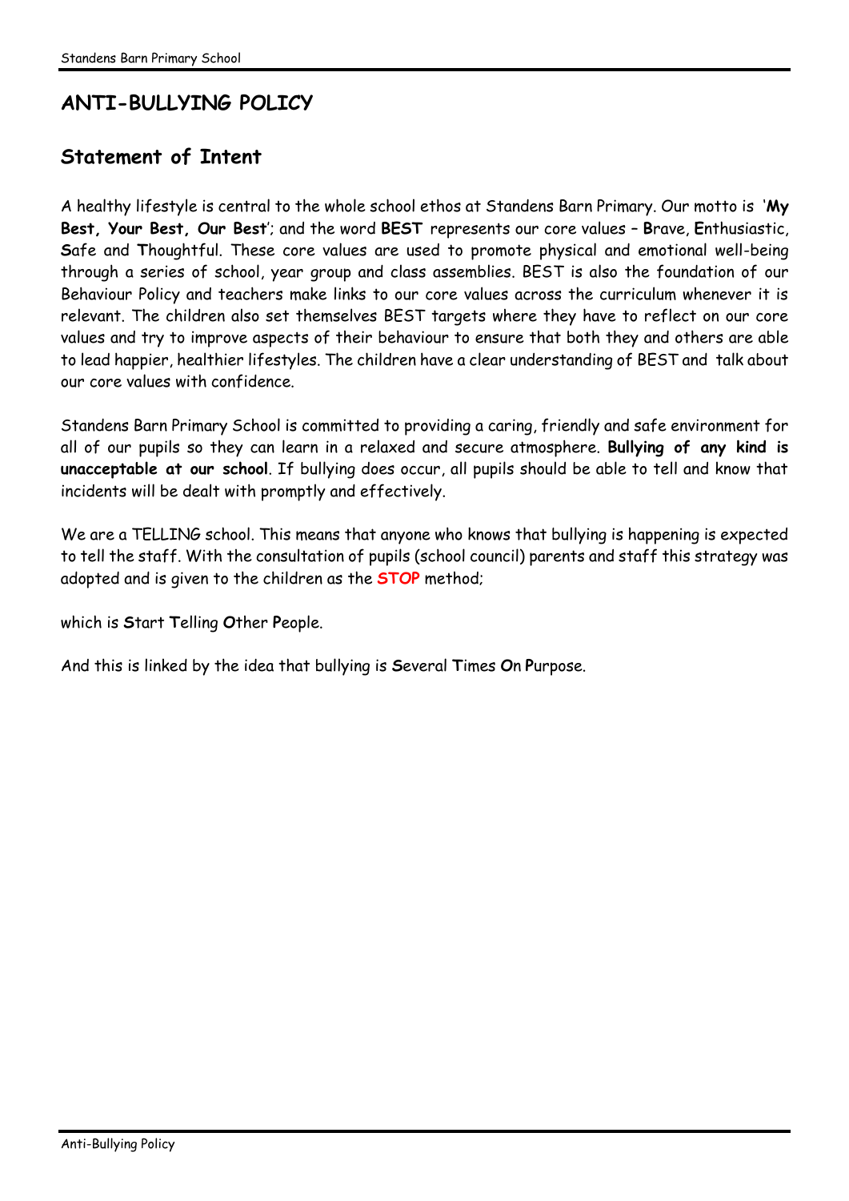# ANTI-BULLYING POLICY

## Statement of Intent

A healthy lifestyle is central to the whole school ethos at Standens Barn Primary. Our motto is '**My Best, Your Best, Our Best**'; and the word **BEST** represents our core values – **B**rave, **E**nthusiastic, **S**afe and **T**houghtful. These core values are used to promote physical and emotional well-being through a series of school, year group and class assemblies. BEST is also the foundation of our Behaviour Policy and teachers make links to our core values across the curriculum whenever it is relevant. The children also set themselves BEST targets where they have to reflect on our core values and try to improve aspects of their behaviour to ensure that both they and others are able to lead happier, healthier lifestyles. The children have a clear understanding of BEST and talk about our core values with confidence.

Standens Barn Primary School is committed to providing a caring, friendly and safe environment for all of our pupils so they can learn in a relaxed and secure atmosphere. **Bullying of any kind is unacceptable at our school**. If bullying does occur, all pupils should be able to tell and know that incidents will be dealt with promptly and effectively.

We are a TELLING school. This means that anyone who knows that bullying is happening is expected to tell the staff. With the consultation of pupils (school council) parents and staff this strategy was adopted and is given to the children as the **STOP** method;

which is **S**tart **T**elling **O**ther **P**eople.

And this is linked by the idea that bullying is **S**everal **T**imes **O**n **P**urpose.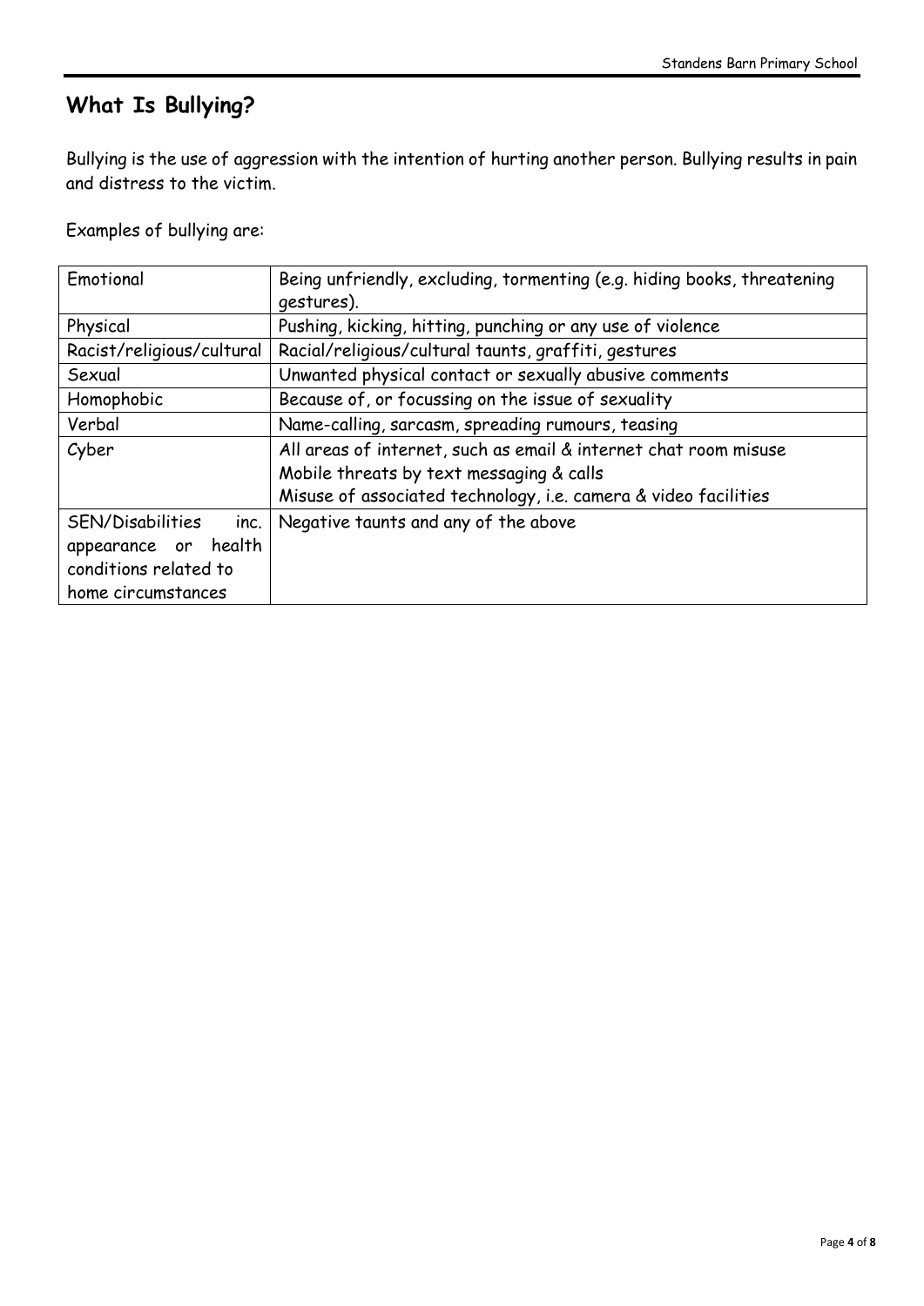## What Is Bullying?

Bullying is the use of aggression with the intention of hurting another person. Bullying results in pain and distress to the victim.

Examples of bullying are:

| Emotional | Being unfriendly, excluding, tormenting (e.g. hiding books, threatening gestures). |
|---|---|
| Physical | Pushing, kicking, hitting, punching or any use of violence |
| Racist/religious/cultural | Racial/religious/cultural taunts, graffiti, gestures |
| Sexual | Unwanted physical contact or sexually abusive comments |
| Homophobic | Because of, or focussing on the issue of sexuality |
| Verbal | Name-calling, sarcasm, spreading rumours, teasing |
| Cyber | All areas of internet, such as email & internet chat room misuse<br>Mobile threats by text messaging & calls<br>Misuse of associated technology, i.e. camera & video facilities |
| SEN/Disabilities inc. appearance or health conditions related to home circumstances | Negative taunts and any of the above |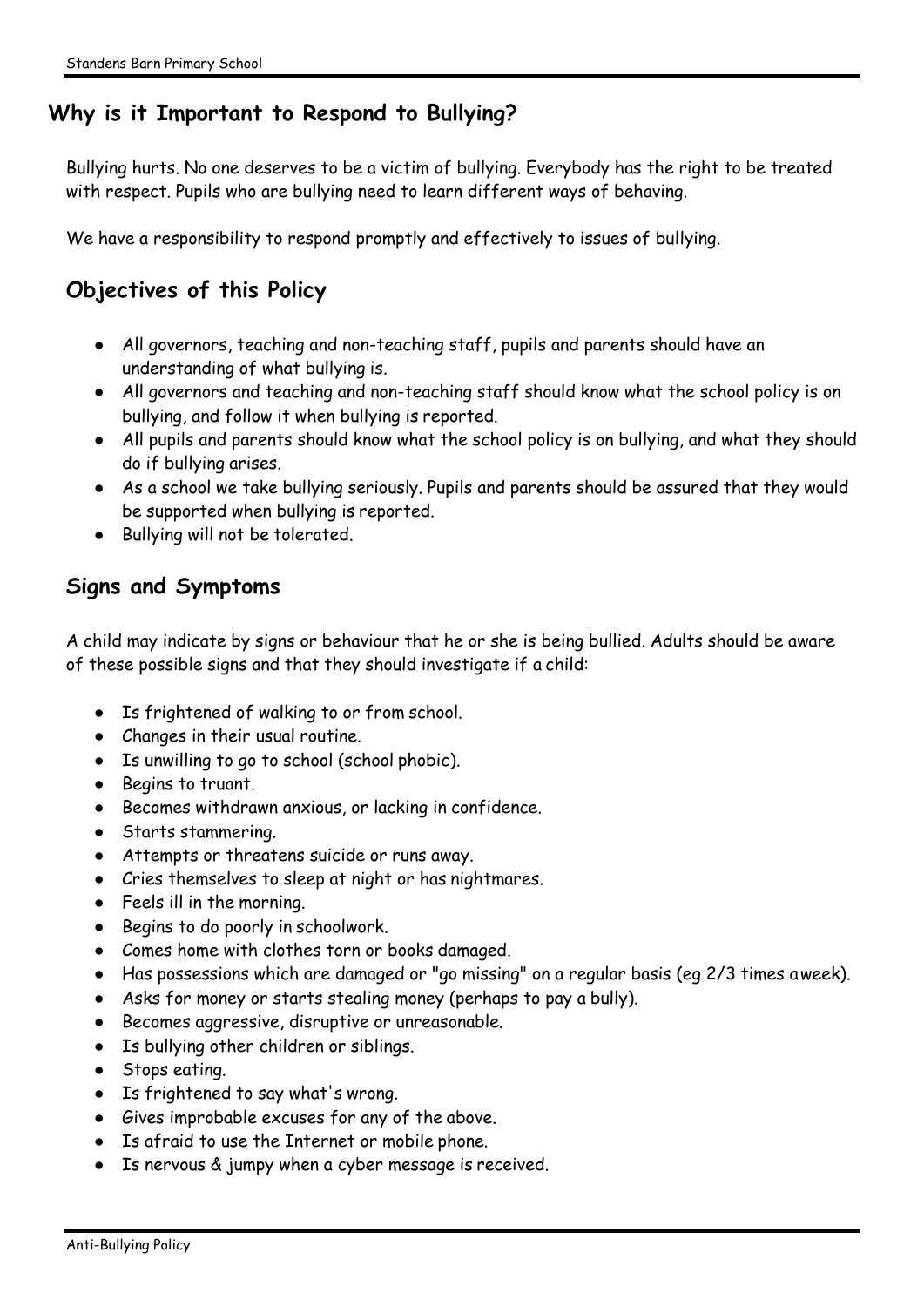## Why is it Important to Respond to Bullying?

Bullying hurts. No one deserves to be a victim of bullying. Everybody has the right to be treated with respect. Pupils who are bullying need to learn different ways of behaving.

We have a responsibility to respond promptly and effectively to issues of bullying.

## Objectives of this Policy

- All governors, teaching and non-teaching staff, pupils and parents should have an understanding of what bullying is.
- All governors and teaching and non-teaching staff should know what the school policy is on bullying, and follow it when bullying is reported.
- All pupils and parents should know what the school policy is on bullying, and what they should do if bullying arises.
- As a school we take bullying seriously. Pupils and parents should be assured that they would be supported when bullying is reported.
- Bullying will not be tolerated.

## Signs and Symptoms

A child may indicate by signs or behaviour that he or she is being bullied. Adults should be aware of these possible signs and that they should investigate if a child:

- Is frightened of walking to or from school.
- Changes in their usual routine.
- Is unwilling to go to school (school phobic).
- Begins to truant.
- Becomes withdrawn anxious, or lacking in confidence.
- Starts stammering.
- Attempts or threatens suicide or runs away.
- Cries themselves to sleep at night or has nightmares.
- Feels ill in the morning.
- Begins to do poorly in schoolwork.
- Comes home with clothes torn or books damaged.
- Has possessions which are damaged or "go missing" on a regular basis (eg 2/3 times aweek).
- Asks for money or starts stealing money (perhaps to pay a bully).
- Becomes aggressive, disruptive or unreasonable.
- Is bullying other children or siblings.
- Stops eating.
- Is frightened to say what's wrong.
- Gives improbable excuses for any of the above.
- Is afraid to use the Internet or mobile phone.
- Is nervous & jumpy when a cyber message is received.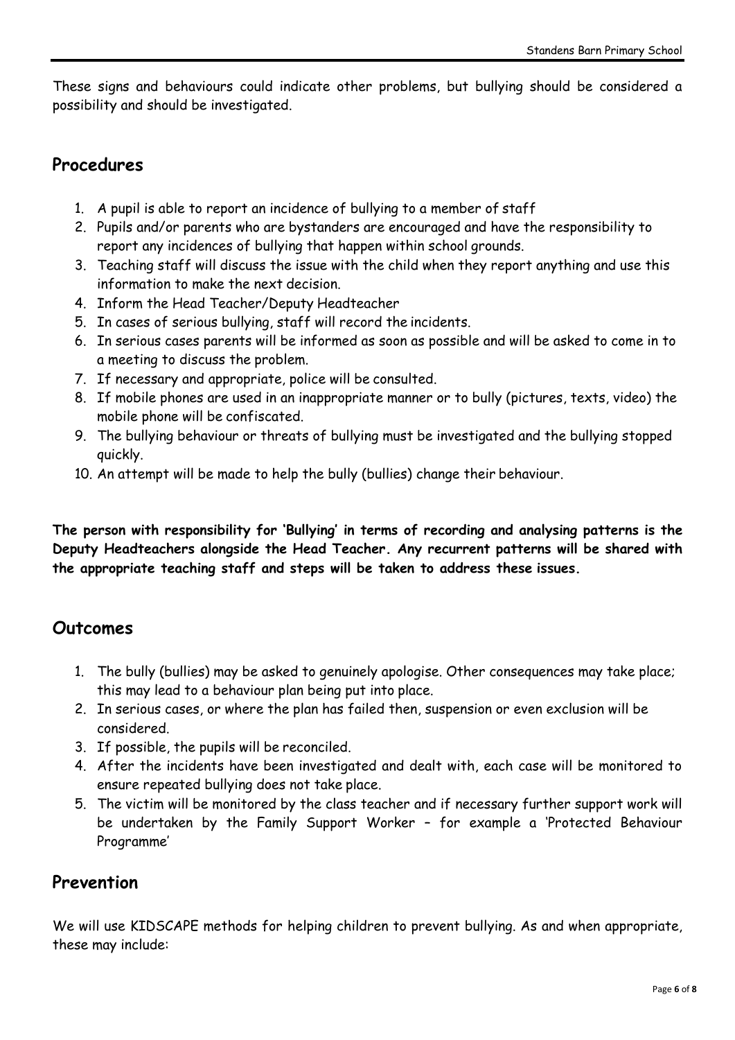These signs and behaviours could indicate other problems, but bullying should be considered a possibility and should be investigated.

## Procedures

1. A pupil is able to report an incidence of bullying to a member of staff
2. Pupils and/or parents who are bystanders are encouraged and have the responsibility to report any incidences of bullying that happen within school grounds.
3. Teaching staff will discuss the issue with the child when they report anything and use this information to make the next decision.
4. Inform the Head Teacher/Deputy Headteacher
5. In cases of serious bullying, staff will record the incidents.
6. In serious cases parents will be informed as soon as possible and will be asked to come in to a meeting to discuss the problem.
7. If necessary and appropriate, police will be consulted.
8. If mobile phones are used in an inappropriate manner or to bully (pictures, texts, video) the mobile phone will be confiscated.
9. The bullying behaviour or threats of bullying must be investigated and the bullying stopped quickly.
10. An attempt will be made to help the bully (bullies) change their behaviour.

**The person with responsibility for 'Bullying' in terms of recording and analysing patterns is the Deputy Headteachers alongside the Head Teacher. Any recurrent patterns will be shared with the appropriate teaching staff and steps will be taken to address these issues.**

## Outcomes

1. The bully (bullies) may be asked to genuinely apologise. Other consequences may take place; this may lead to a behaviour plan being put into place.
2. In serious cases, or where the plan has failed then, suspension or even exclusion will be considered.
3. If possible, the pupils will be reconciled.
4. After the incidents have been investigated and dealt with, each case will be monitored to ensure repeated bullying does not take place.
5. The victim will be monitored by the class teacher and if necessary further support work will be undertaken by the Family Support Worker – for example a 'Protected Behaviour Programme'

## Prevention

We will use KIDSCAPE methods for helping children to prevent bullying. As and when appropriate, these may include: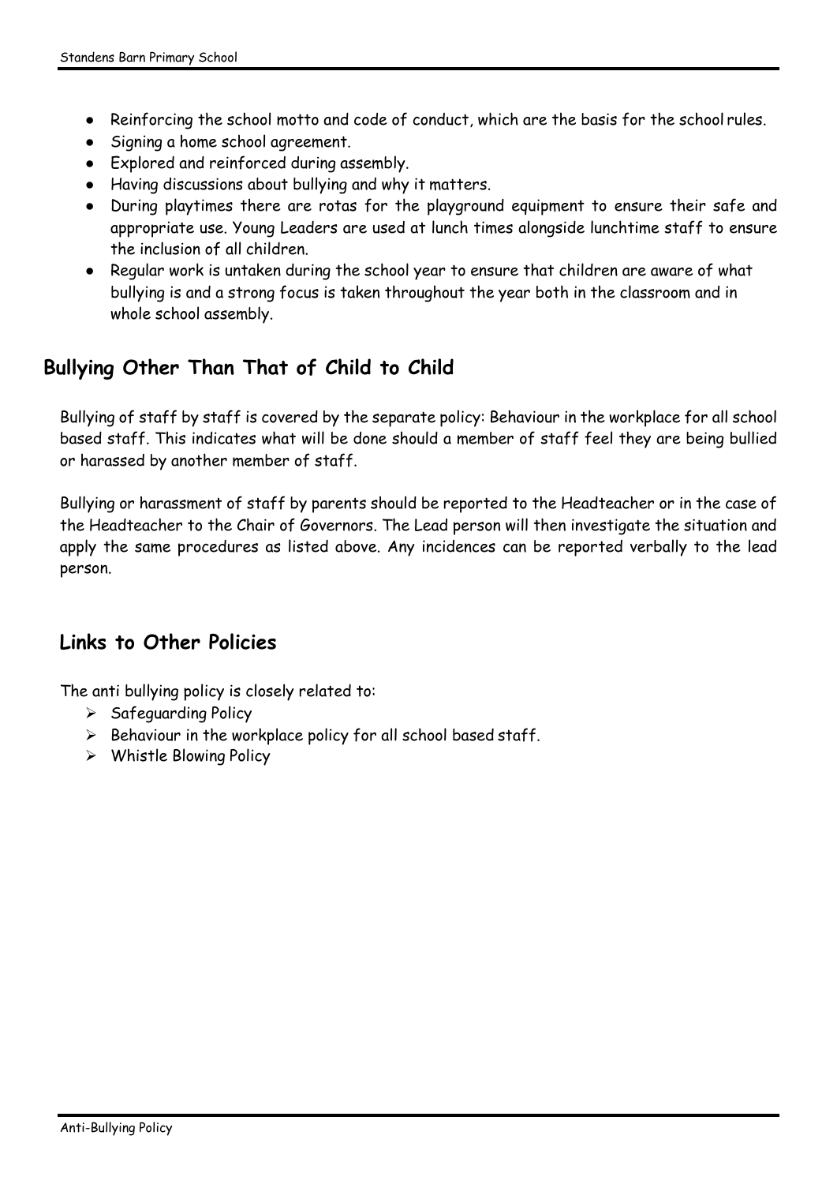- Reinforcing the school motto and code of conduct, which are the basis for the school rules.
- Signing a home school agreement.
- Explored and reinforced during assembly.
- Having discussions about bullying and why it matters.
- During playtimes there are rotas for the playground equipment to ensure their safe and appropriate use. Young Leaders are used at lunch times alongside lunchtime staff to ensure the inclusion of all children.
- Regular work is untaken during the school year to ensure that children are aware of what bullying is and a strong focus is taken throughout the year both in the classroom and in whole school assembly.

## Bullying Other Than That of Child to Child

Bullying of staff by staff is covered by the separate policy: Behaviour in the workplace for all school based staff. This indicates what will be done should a member of staff feel they are being bullied or harassed by another member of staff.

Bullying or harassment of staff by parents should be reported to the Headteacher or in the case of the Headteacher to the Chair of Governors. The Lead person will then investigate the situation and apply the same procedures as listed above. Any incidences can be reported verbally to the lead person.

## Links to Other Policies

The anti bullying policy is closely related to:

- Safeguarding Policy
- Behaviour in the workplace policy for all school based staff.
- Whistle Blowing Policy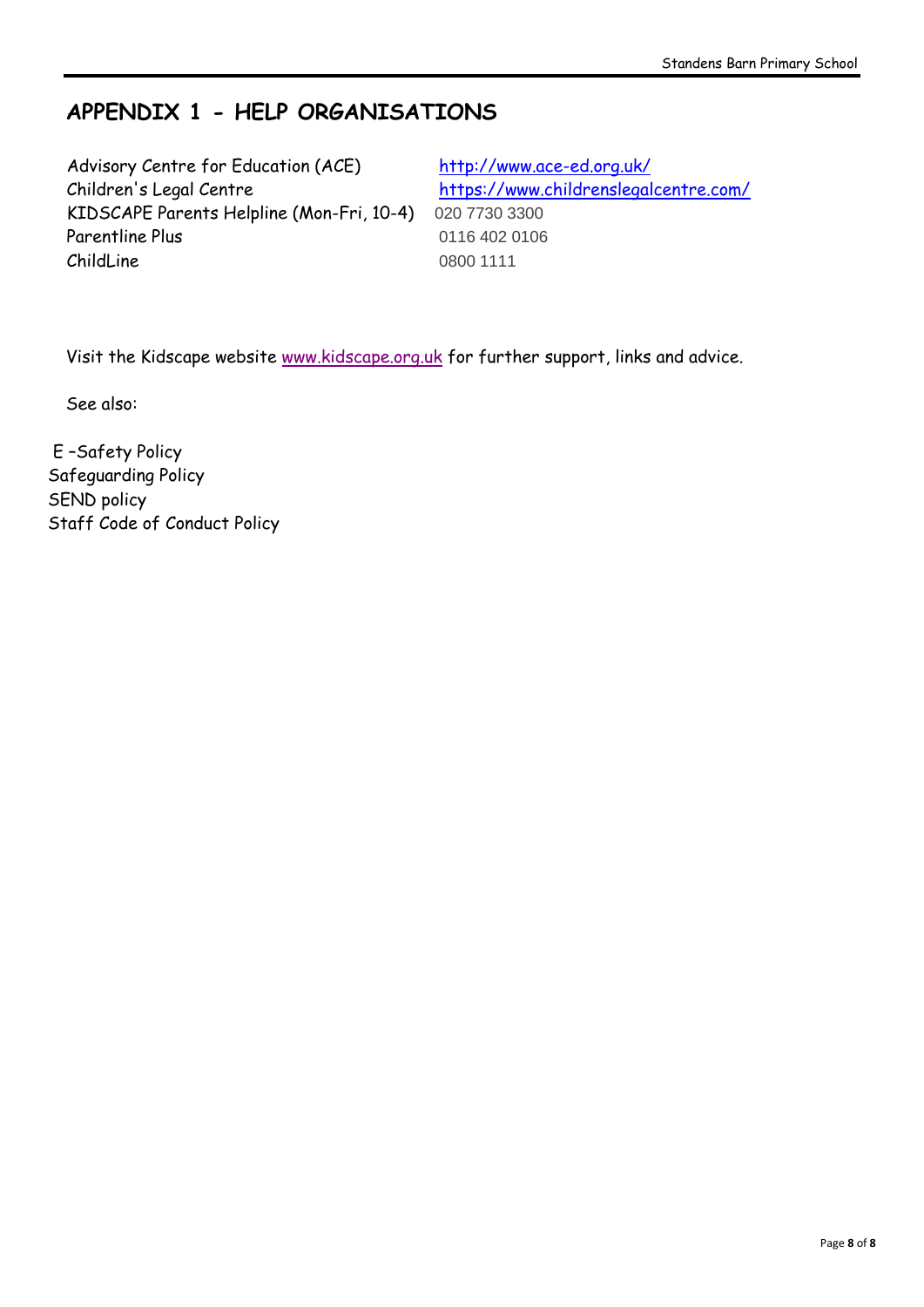## APPENDIX 1 - HELP ORGANISATIONS

| | |
|---|---|
| Advisory Centre for Education (ACE) | http://www.ace-ed.org.uk/ |
| Children's Legal Centre | https://www.childrenslegalcentre.com/ |
| KIDSCAPE Parents Helpline (Mon-Fri, 10-4) | 020 7730 3300 |
| Parentline Plus | 0116 402 0106 |
| ChildLine | 0800 1111 |

Visit the Kidscape website www.kidscape.org.uk for further support, links and advice.

See also:

E –Safety Policy
Safeguarding Policy
SEND policy
Staff Code of Conduct Policy